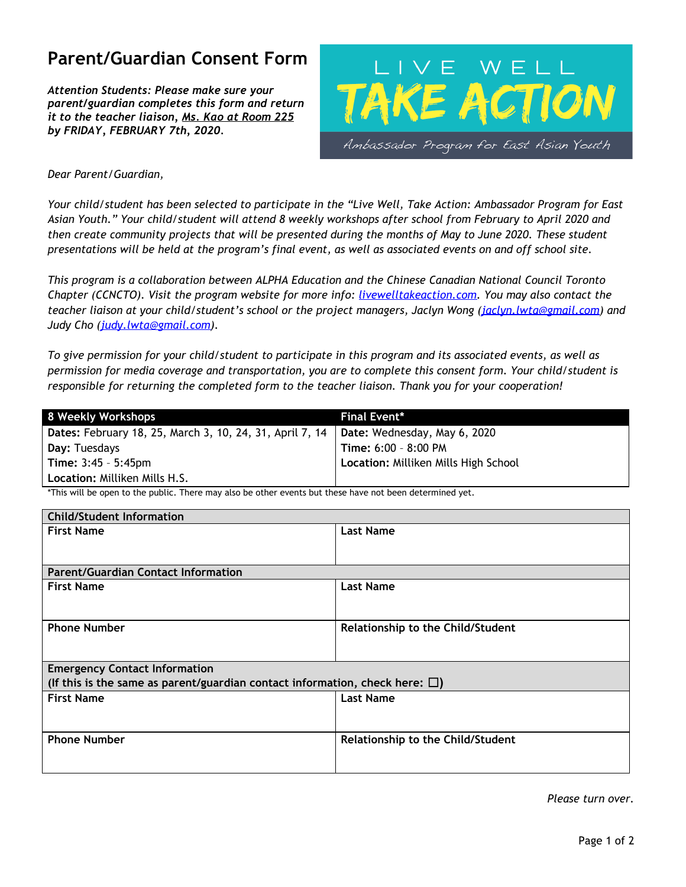# Parent/Guardian Consent Form

***Attention Students: Please make sure your parent/guardian completes this form and return it to the teacher liaison, Ms. Kao at Room 225 by FRIDAY, FEBRUARY 7th, 2020.***

LIVE WELL
TAKE ACTION
Ambassador Program for East Asian Youth

*Dear Parent/Guardian,*

*Your child/student has been selected to participate in the "Live Well, Take Action: Ambassador Program for East Asian Youth." Your child/student will attend 8 weekly workshops after school from February to April 2020 and then create community projects that will be presented during the months of May to June 2020. These student presentations will be held at the program's final event, as well as associated events on and off school site.*

*This program is a collaboration between ALPHA Education and the Chinese Canadian National Council Toronto Chapter (CCNCTO). Visit the program website for more info: livewelltakeaction.com. You may also contact the teacher liaison at your child/student's school or the project managers, Jaclyn Wong (jaclyn.lwta@gmail.com) and Judy Cho (judy.lwta@gmail.com).*

*To give permission for your child/student to participate in this program and its associated events, as well as permission for media coverage and transportation, you are to complete this consent form. Your child/student is responsible for returning the completed form to the teacher liaison. Thank you for your cooperation!*

| 8 Weekly Workshops | Final Event* |
|---|---|
| **Dates:** February 18, 25, March 3, 10, 24, 31, April 7, 14 | **Date:** Wednesday, May 6, 2020 |
| **Day:** Tuesdays | **Time:** 6:00 – 8:00 PM |
| **Time:** 3:45 – 5:45pm | **Location:** Milliken Mills High School |
| **Location:** Milliken Mills H.S. | |

*This will be open to the public. There may also be other events but these have not been determined yet.

| **Child/Student Information** | |
|---|---|
| **First Name** | **Last Name** |
| **Parent/Guardian Contact Information** | |
| **First Name** | **Last Name** |
| **Phone Number** | **Relationship to the Child/Student** |
| **Emergency Contact Information** (If this is the same as parent/guardian contact information, check here: ☐) | |
| **First Name** | **Last Name** |
| **Phone Number** | **Relationship to the Child/Student** |

*Please turn over.*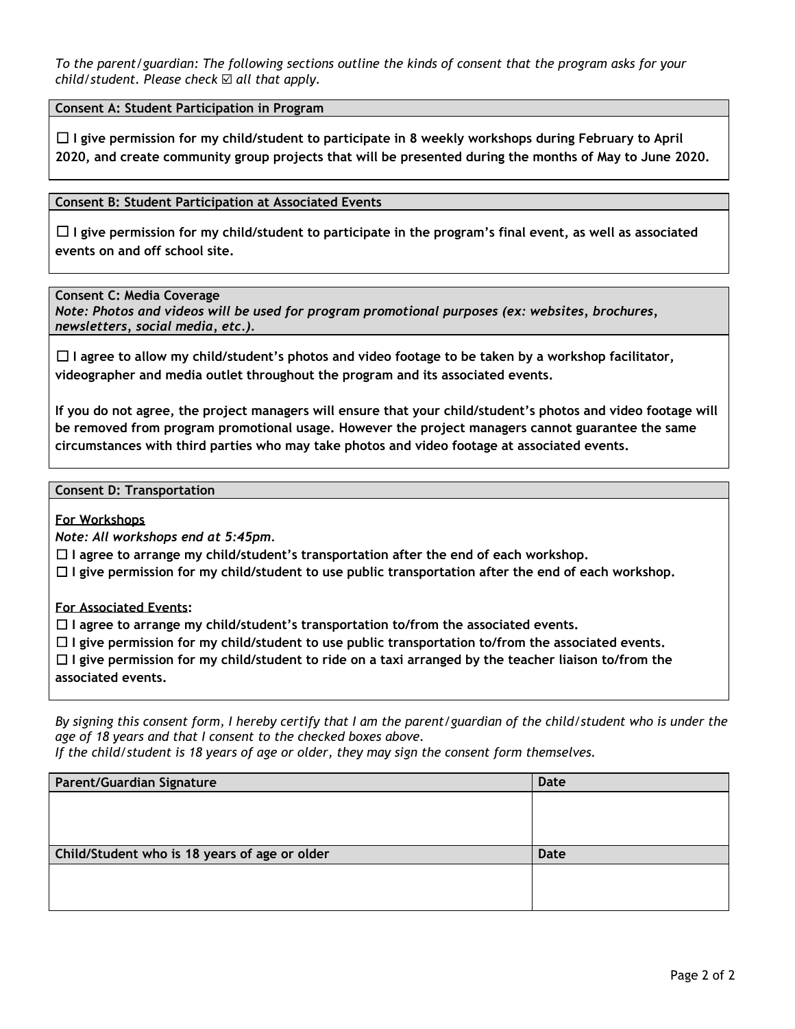*To the parent/guardian: The following sections outline the kinds of consent that the program asks for your child/student. Please check ☑ all that apply.*

**Consent A: Student Participation in Program**

☐ **I give permission for my child/student to participate in 8 weekly workshops during February to April 2020, and create community group projects that will be presented during the months of May to June 2020.**

**Consent B: Student Participation at Associated Events**

☐ **I give permission for my child/student to participate in the program's final event, as well as associated events on and off school site.**

**Consent C: Media Coverage**

***Note: Photos and videos will be used for program promotional purposes (ex: websites, brochures, newsletters, social media, etc.).***

☐ **I agree to allow my child/student's photos and video footage to be taken by a workshop facilitator, videographer and media outlet throughout the program and its associated events.**

**If you do not agree, the project managers will ensure that your child/student's photos and video footage will be removed from program promotional usage. However the project managers cannot guarantee the same circumstances with third parties who may take photos and video footage at associated events.**

**Consent D: Transportation**

**For Workshops**

***Note: All workshops end at 5:45pm.***

☐ **I agree to arrange my child/student's transportation after the end of each workshop.**

☐ **I give permission for my child/student to use public transportation after the end of each workshop.**

**For Associated Events:**

☐ **I agree to arrange my child/student's transportation to/from the associated events.**

☐ **I give permission for my child/student to use public transportation to/from the associated events.**

☐ **I give permission for my child/student to ride on a taxi arranged by the teacher liaison to/from the associated events.**

*By signing this consent form, I hereby certify that I am the parent/guardian of the child/student who is under the age of 18 years and that I consent to the checked boxes above.*

*If the child/student is 18 years of age or older, they may sign the consent form themselves.*

| Parent/Guardian Signature | Date |
|---|---|
| | |
| **Child/Student who is 18 years of age or older** | **Date** |
| | |